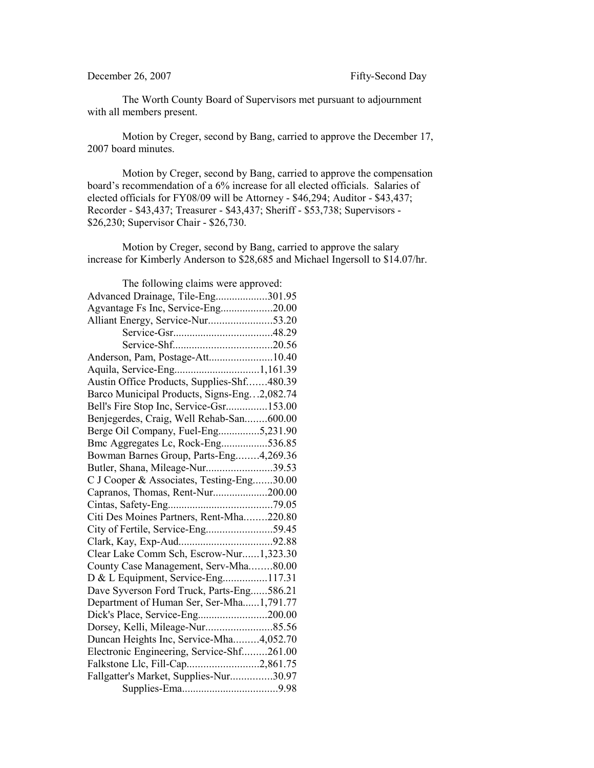December 26, 2007 Fifty-Second Day

The Worth County Board of Supervisors met pursuant to adjournment with all members present.

Motion by Creger, second by Bang, carried to approve the December 17, 2007 board minutes.

Motion by Creger, second by Bang, carried to approve the compensation board's recommendation of a 6% increase for all elected officials. Salaries of elected officials for FY08/09 will be Attorney - $46,294; Auditor - $43,437; Recorder - $43,437; Treasurer - $43,437; Sheriff - $53,738; Supervisors - $26,230; Supervisor Chair - $26,730.

Motion by Creger, second by Bang, carried to approve the salary increase for Kimberly Anderson to $28,685 and Michael Ingersoll to $14.07/hr.

The following claims were approved:

Advanced Drainage, Tile-Eng...................301.95
Agvantage Fs Inc, Service-Eng...................20.00
Alliant Energy, Service-Nur.......................53.20
Service-Gsr....................................48.29
Service-Shf....................................20.56
Anderson, Pam, Postage-Att.......................10.40
Aquila, Service-Eng...............................1,161.39
Austin Office Products, Supplies-Shf.......480.39
Barco Municipal Products, Signs-Eng…2,082.74
Bell's Fire Stop Inc, Service-Gsr...............153.00
Benjegerdes, Craig, Well Rehab-San........600.00
Berge Oil Company, Fuel-Eng...............5,231.90
Bmc Aggregates Lc, Rock-Eng.................536.85
Bowman Barnes Group, Parts-Eng........4,269.36
Butler, Shana, Mileage-Nur........................39.53
C J Cooper & Associates, Testing-Eng.......30.00
Capranos, Thomas, Rent-Nur....................200.00
Cintas, Safety-Eng......................................79.05
Citi Des Moines Partners, Rent-Mha........220.80
City of Fertile, Service-Eng........................59.45
Clark, Kay, Exp-Aud..................................92.88
Clear Lake Comm Sch, Escrow-Nur......1,323.30
County Case Management, Serv-Mha........80.00
D & L Equipment, Service-Eng................117.31
Dave Syverson Ford Truck, Parts-Eng......586.21
Department of Human Ser, Ser-Mha......1,791.77
Dick's Place, Service-Eng.........................200.00
Dorsey, Kelli, Mileage-Nur........................85.56
Duncan Heights Inc, Service-Mha.........4,052.70
Electronic Engineering, Service-Shf.........261.00
Falkstone Llc, Fill-Cap..........................2,861.75
Fallgatter's Market, Supplies-Nur...............30.97
Supplies-Ema..................................9.98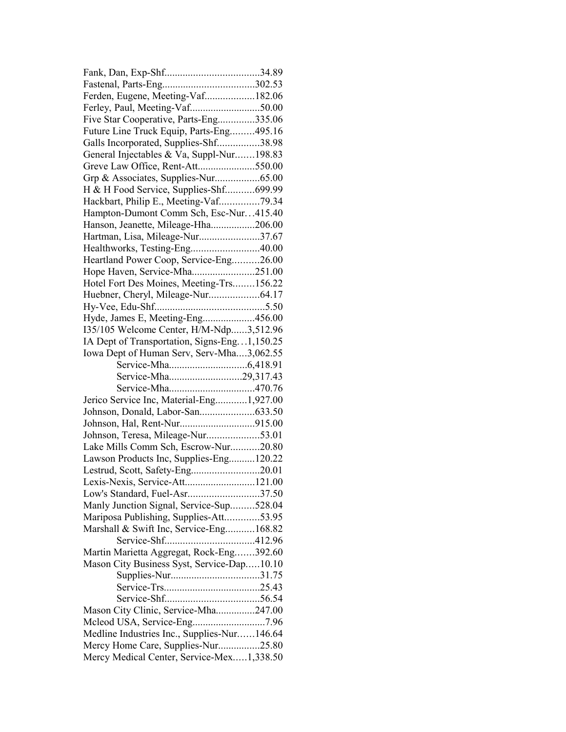Fank, Dan, Exp-Shf....................................34.89
Fastenal, Parts-Eng...................................302.53
Ferden, Eugene, Meeting-Vaf...................182.06
Ferley, Paul, Meeting-Vaf..........................50.00
Five Star Cooperative, Parts-Eng..............335.06
Future Line Truck Equip, Parts-Eng.........495.16
Galls Incorporated, Supplies-Shf................38.98
General Injectables & Va, Suppl-Nur.......198.83
Greve Law Office, Rent-Att......................550.00
Grp & Associates, Supplies-Nur.................65.00
H & H Food Service, Supplies-Shf...........699.99
Hackbart, Philip E., Meeting-Vaf...............79.34
Hampton-Dumont Comm Sch, Esc-Nur…415.40
Hanson, Jeanette, Mileage-Hha.................206.00
Hartman, Lisa, Mileage-Nur.......................37.67
Healthworks, Testing-Eng..........................40.00
Heartland Power Coop, Service-Eng..........26.00
Hope Haven, Service-Mha........................251.00
Hotel Fort Des Moines, Meeting-Trs........156.22
Huebner, Cheryl, Mileage-Nur...................64.17
Hy-Vee, Edu-Shf..........................................5.50
Hyde, James E, Meeting-Eng....................456.00
I35/105 Welcome Center, H/M-Ndp......3,512.96
IA Dept of Transportation, Signs-Eng…1,150.25
Iowa Dept of Human Serv, Serv-Mha....3,062.55
Service-Mha.............................6,418.91
Service-Mha...........................29,317.43
Service-Mha................................470.76
Jerico Service Inc, Material-Eng............1,927.00
Johnson, Donald, Labor-San.....................633.50
Johnson, Hal, Rent-Nur............................915.00
Johnson, Teresa, Mileage-Nur....................53.01
Lake Mills Comm Sch, Escrow-Nur...........20.80
Lawson Products Inc, Supplies-Eng..........120.22
Lestrud, Scott, Safety-Eng..........................20.01
Lexis-Nexis, Service-Att...........................121.00
Low's Standard, Fuel-Asr...........................37.50
Manly Junction Signal, Service-Sup.........528.04
Mariposa Publishing, Supplies-Att.............53.95
Marshall & Swift Inc, Service-Eng...........168.82
Service-Shf.................................412.96
Martin Marietta Aggregat, Rock-Eng.......392.60
Mason City Business Syst, Service-Dap.....10.10
Supplies-Nur.................................31.75
Service-Trs.....................................25.43
Service-Shf....................................56.54
Mason City Clinic, Service-Mha...............247.00
Mcleod USA, Service-Eng............................7.96
Medline Industries Inc., Supplies-Nur……146.64
Mercy Home Care, Supplies-Nur................25.80
Mercy Medical Center, Service-Mex.....1,338.50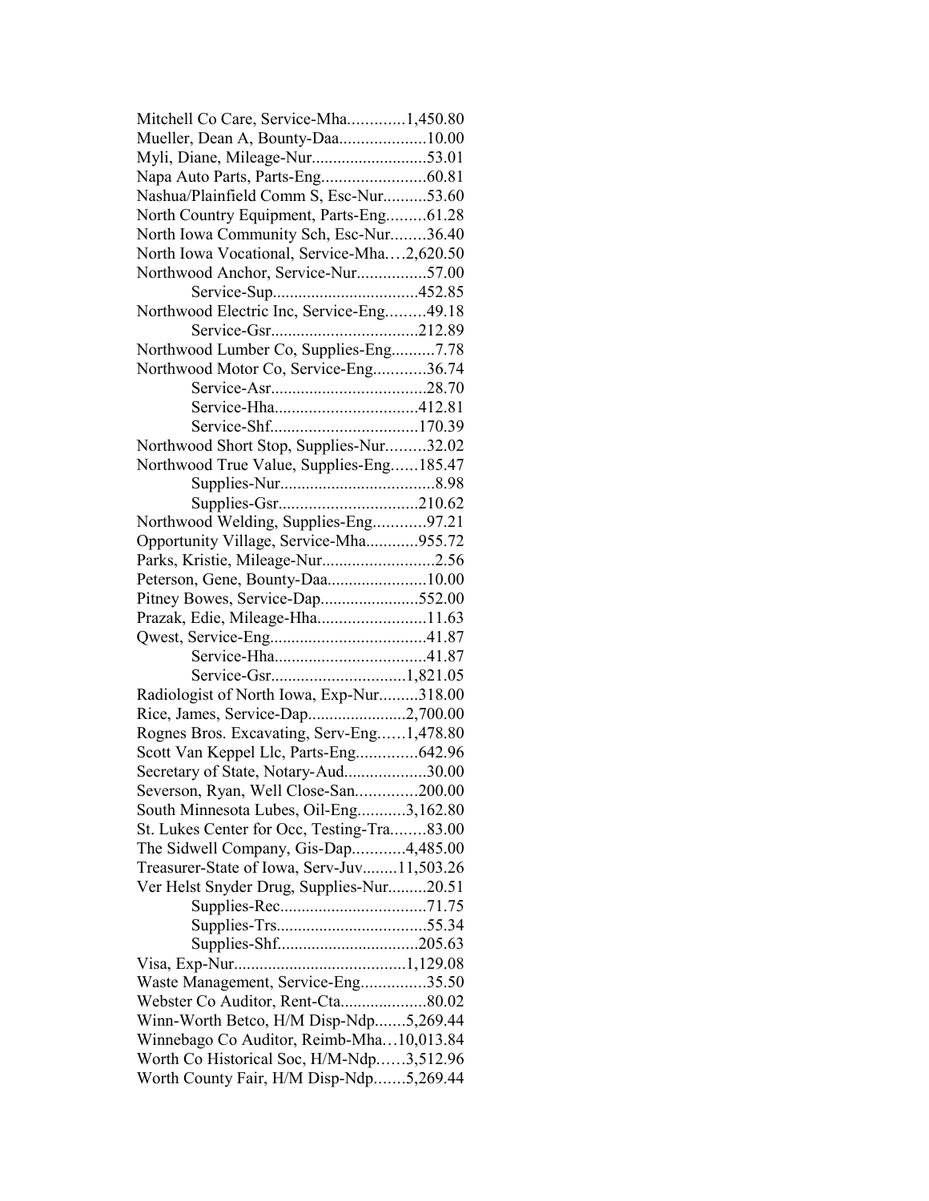Mitchell Co Care, Service-Mha.............1,450.80
Mueller, Dean A, Bounty-Daa....................10.00
Myli, Diane, Mileage-Nur...........................53.01
Napa Auto Parts, Parts-Eng........................60.81
Nashua/Plainfield Comm S, Esc-Nur..........53.60
North Country Equipment, Parts-Eng.........61.28
North Iowa Community Sch, Esc-Nur........36.40
North Iowa Vocational, Service-Mha….2,620.50
Northwood Anchor, Service-Nur................57.00
Service-Sup.................................452.85
Northwood Electric Inc, Service-Eng.........49.18
Service-Gsr.................................212.89
Northwood Lumber Co, Supplies-Eng..........7.78
Northwood Motor Co, Service-Eng............36.74
Service-Asr...................................28.70
Service-Hha.................................412.81
Service-Shf..................................170.39
Northwood Short Stop, Supplies-Nur.........32.02
Northwood True Value, Supplies-Eng......185.47
Supplies-Nur....................................8.98
Supplies-Gsr................................210.62
Northwood Welding, Supplies-Eng............97.21
Opportunity Village, Service-Mha............955.72
Parks, Kristie, Mileage-Nur..........................2.56
Peterson, Gene, Bounty-Daa.......................10.00
Pitney Bowes, Service-Dap.......................552.00
Prazak, Edie, Mileage-Hha.........................11.63
Qwest, Service-Eng....................................41.87
Service-Hha...................................41.87
Service-Gsr...............................1,821.05
Radiologist of North Iowa, Exp-Nur.........318.00
Rice, James, Service-Dap.......................2,700.00
Rognes Bros. Excavating, Serv-Eng……1,478.80
Scott Van Keppel Llc, Parts-Eng..............642.96
Secretary of State, Notary-Aud...................30.00
Severson, Ryan, Well Close-San..............200.00
South Minnesota Lubes, Oil-Eng...........3,162.80
St. Lukes Center for Occ, Testing-Tra........83.00
The Sidwell Company, Gis-Dap............4,485.00
Treasurer-State of Iowa, Serv-Juv........11,503.26
Ver Helst Snyder Drug, Supplies-Nur.........20.51
Supplies-Rec..................................71.75
Supplies-Trs...................................55.34
Supplies-Shf................................205.63
Visa, Exp-Nur........................................1,129.08
Waste Management, Service-Eng...............35.50
Webster Co Auditor, Rent-Cta....................80.02
Winn-Worth Betco, H/M Disp-Ndp.......5,269.44
Winnebago Co Auditor, Reimb-Mha…10,013.84
Worth Co Historical Soc, H/M-Ndp……3,512.96
Worth County Fair, H/M Disp-Ndp.......5,269.44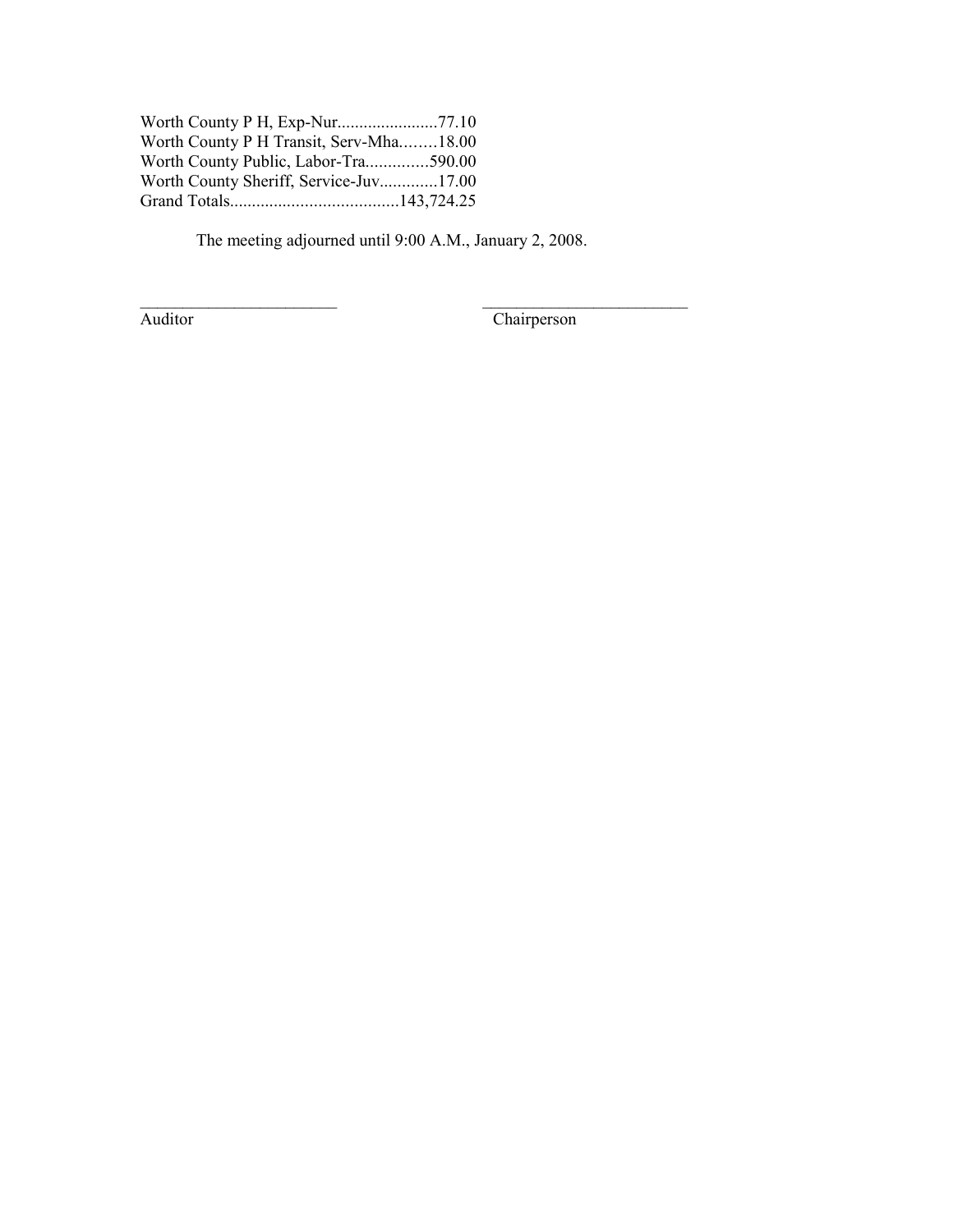Worth County P H, Exp-Nur.......................77.10
Worth County P H Transit, Serv-Mha........18.00
Worth County Public, Labor-Tra..............590.00
Worth County Sheriff, Service-Juv.............17.00
Grand Totals......................................143,724.25

The meeting adjourned until 9:00 A.M., January 2, 2008.

________________________ ________________________
Auditor Chairperson